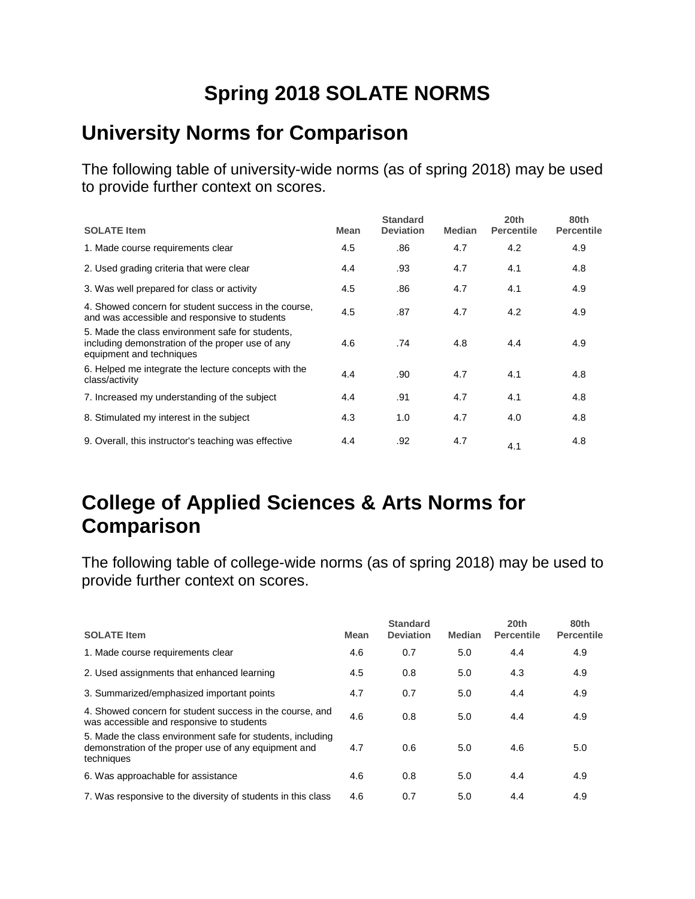# Spring 2018 SOLATE NORMS

## University Norms for Comparison

The following table of university-wide norms (as of spring 2018) may be used to provide further context on scores.

| SOLATE Item | Mean | Standard Deviation | Median | 20th Percentile | 80th Percentile |
|---|---|---|---|---|---|
| 1. Made course requirements clear | 4.5 | .86 | 4.7 | 4.2 | 4.9 |
| 2. Used grading criteria that were clear | 4.4 | .93 | 4.7 | 4.1 | 4.8 |
| 3. Was well prepared for class or activity | 4.5 | .86 | 4.7 | 4.1 | 4.9 |
| 4. Showed concern for student success in the course, and was accessible and responsive to students | 4.5 | .87 | 4.7 | 4.2 | 4.9 |
| 5. Made the class environment safe for students, including demonstration of the proper use of any equipment and techniques | 4.6 | .74 | 4.8 | 4.4 | 4.9 |
| 6. Helped me integrate the lecture concepts with the class/activity | 4.4 | .90 | 4.7 | 4.1 | 4.8 |
| 7. Increased my understanding of the subject | 4.4 | .91 | 4.7 | 4.1 | 4.8 |
| 8. Stimulated my interest in the subject | 4.3 | 1.0 | 4.7 | 4.0 | 4.8 |
| 9. Overall, this instructor's teaching was effective | 4.4 | .92 | 4.7 | 4.1 | 4.8 |

## College of Applied Sciences & Arts Norms for Comparison

The following table of college-wide norms (as of spring 2018) may be used to provide further context on scores.

| SOLATE Item | Mean | Standard Deviation | Median | 20th Percentile | 80th Percentile |
|---|---|---|---|---|---|
| 1. Made course requirements clear | 4.6 | 0.7 | 5.0 | 4.4 | 4.9 |
| 2. Used assignments that enhanced learning | 4.5 | 0.8 | 5.0 | 4.3 | 4.9 |
| 3. Summarized/emphasized important points | 4.7 | 0.7 | 5.0 | 4.4 | 4.9 |
| 4. Showed concern for student success in the course, and was accessible and responsive to students | 4.6 | 0.8 | 5.0 | 4.4 | 4.9 |
| 5. Made the class environment safe for students, including demonstration of the proper use of any equipment and techniques | 4.7 | 0.6 | 5.0 | 4.6 | 5.0 |
| 6. Was approachable for assistance | 4.6 | 0.8 | 5.0 | 4.4 | 4.9 |
| 7. Was responsive to the diversity of students in this class | 4.6 | 0.7 | 5.0 | 4.4 | 4.9 |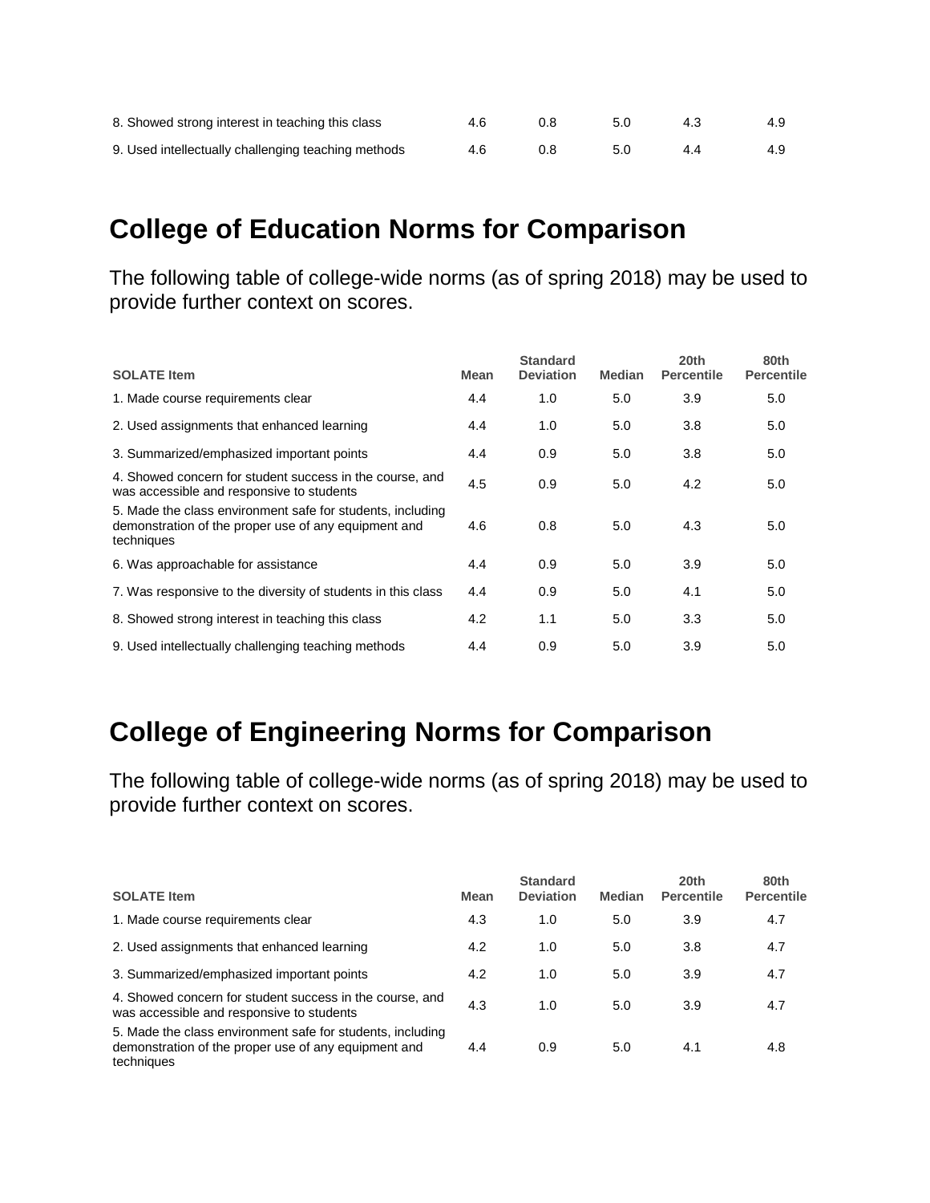| | | | | | |
|---|---|---|---|---|---|
| 8. Showed strong interest in teaching this class | 4.6 | 0.8 | 5.0 | 4.3 | 4.9 |
| 9. Used intellectually challenging teaching methods | 4.6 | 0.8 | 5.0 | 4.4 | 4.9 |

## College of Education Norms for Comparison

The following table of college-wide norms (as of spring 2018) may be used to provide further context on scores.

| SOLATE Item | Mean | Standard Deviation | Median | 20th Percentile | 80th Percentile |
|---|---|---|---|---|---|
| 1. Made course requirements clear | 4.4 | 1.0 | 5.0 | 3.9 | 5.0 |
| 2. Used assignments that enhanced learning | 4.4 | 1.0 | 5.0 | 3.8 | 5.0 |
| 3. Summarized/emphasized important points | 4.4 | 0.9 | 5.0 | 3.8 | 5.0 |
| 4. Showed concern for student success in the course, and was accessible and responsive to students | 4.5 | 0.9 | 5.0 | 4.2 | 5.0 |
| 5. Made the class environment safe for students, including demonstration of the proper use of any equipment and techniques | 4.6 | 0.8 | 5.0 | 4.3 | 5.0 |
| 6. Was approachable for assistance | 4.4 | 0.9 | 5.0 | 3.9 | 5.0 |
| 7. Was responsive to the diversity of students in this class | 4.4 | 0.9 | 5.0 | 4.1 | 5.0 |
| 8. Showed strong interest in teaching this class | 4.2 | 1.1 | 5.0 | 3.3 | 5.0 |
| 9. Used intellectually challenging teaching methods | 4.4 | 0.9 | 5.0 | 3.9 | 5.0 |

## College of Engineering Norms for Comparison

The following table of college-wide norms (as of spring 2018) may be used to provide further context on scores.

| SOLATE Item | Mean | Standard Deviation | Median | 20th Percentile | 80th Percentile |
|---|---|---|---|---|---|
| 1. Made course requirements clear | 4.3 | 1.0 | 5.0 | 3.9 | 4.7 |
| 2. Used assignments that enhanced learning | 4.2 | 1.0 | 5.0 | 3.8 | 4.7 |
| 3. Summarized/emphasized important points | 4.2 | 1.0 | 5.0 | 3.9 | 4.7 |
| 4. Showed concern for student success in the course, and was accessible and responsive to students | 4.3 | 1.0 | 5.0 | 3.9 | 4.7 |
| 5. Made the class environment safe for students, including demonstration of the proper use of any equipment and techniques | 4.4 | 0.9 | 5.0 | 4.1 | 4.8 |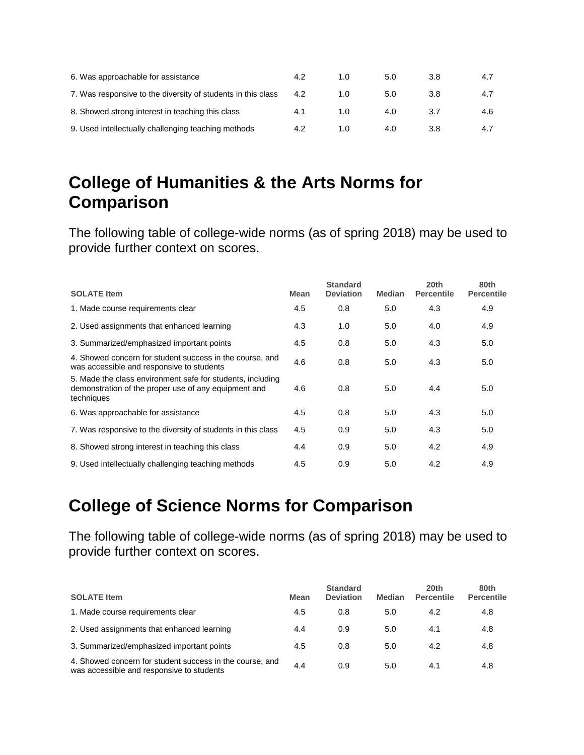| SOLATE Item | Mean | Standard Deviation | Median | 20th Percentile | 80th Percentile |
|---|---|---|---|---|---|
| 6. Was approachable for assistance | 4.2 | 1.0 | 5.0 | 3.8 | 4.7 |
| 7. Was responsive to the diversity of students in this class | 4.2 | 1.0 | 5.0 | 3.8 | 4.7 |
| 8. Showed strong interest in teaching this class | 4.1 | 1.0 | 4.0 | 3.7 | 4.6 |
| 9. Used intellectually challenging teaching methods | 4.2 | 1.0 | 4.0 | 3.8 | 4.7 |

## College of Humanities & the Arts Norms for Comparison

The following table of college-wide norms (as of spring 2018) may be used to provide further context on scores.

| SOLATE Item | Mean | Standard Deviation | Median | 20th Percentile | 80th Percentile |
|---|---|---|---|---|---|
| 1. Made course requirements clear | 4.5 | 0.8 | 5.0 | 4.3 | 4.9 |
| 2. Used assignments that enhanced learning | 4.3 | 1.0 | 5.0 | 4.0 | 4.9 |
| 3. Summarized/emphasized important points | 4.5 | 0.8 | 5.0 | 4.3 | 5.0 |
| 4. Showed concern for student success in the course, and was accessible and responsive to students | 4.6 | 0.8 | 5.0 | 4.3 | 5.0 |
| 5. Made the class environment safe for students, including demonstration of the proper use of any equipment and techniques | 4.6 | 0.8 | 5.0 | 4.4 | 5.0 |
| 6. Was approachable for assistance | 4.5 | 0.8 | 5.0 | 4.3 | 5.0 |
| 7. Was responsive to the diversity of students in this class | 4.5 | 0.9 | 5.0 | 4.3 | 5.0 |
| 8. Showed strong interest in teaching this class | 4.4 | 0.9 | 5.0 | 4.2 | 4.9 |
| 9. Used intellectually challenging teaching methods | 4.5 | 0.9 | 5.0 | 4.2 | 4.9 |

## College of Science Norms for Comparison

The following table of college-wide norms (as of spring 2018) may be used to provide further context on scores.

| SOLATE Item | Mean | Standard Deviation | Median | 20th Percentile | 80th Percentile |
|---|---|---|---|---|---|
| 1. Made course requirements clear | 4.5 | 0.8 | 5.0 | 4.2 | 4.8 |
| 2. Used assignments that enhanced learning | 4.4 | 0.9 | 5.0 | 4.1 | 4.8 |
| 3. Summarized/emphasized important points | 4.5 | 0.8 | 5.0 | 4.2 | 4.8 |
| 4. Showed concern for student success in the course, and was accessible and responsive to students | 4.4 | 0.9 | 5.0 | 4.1 | 4.8 |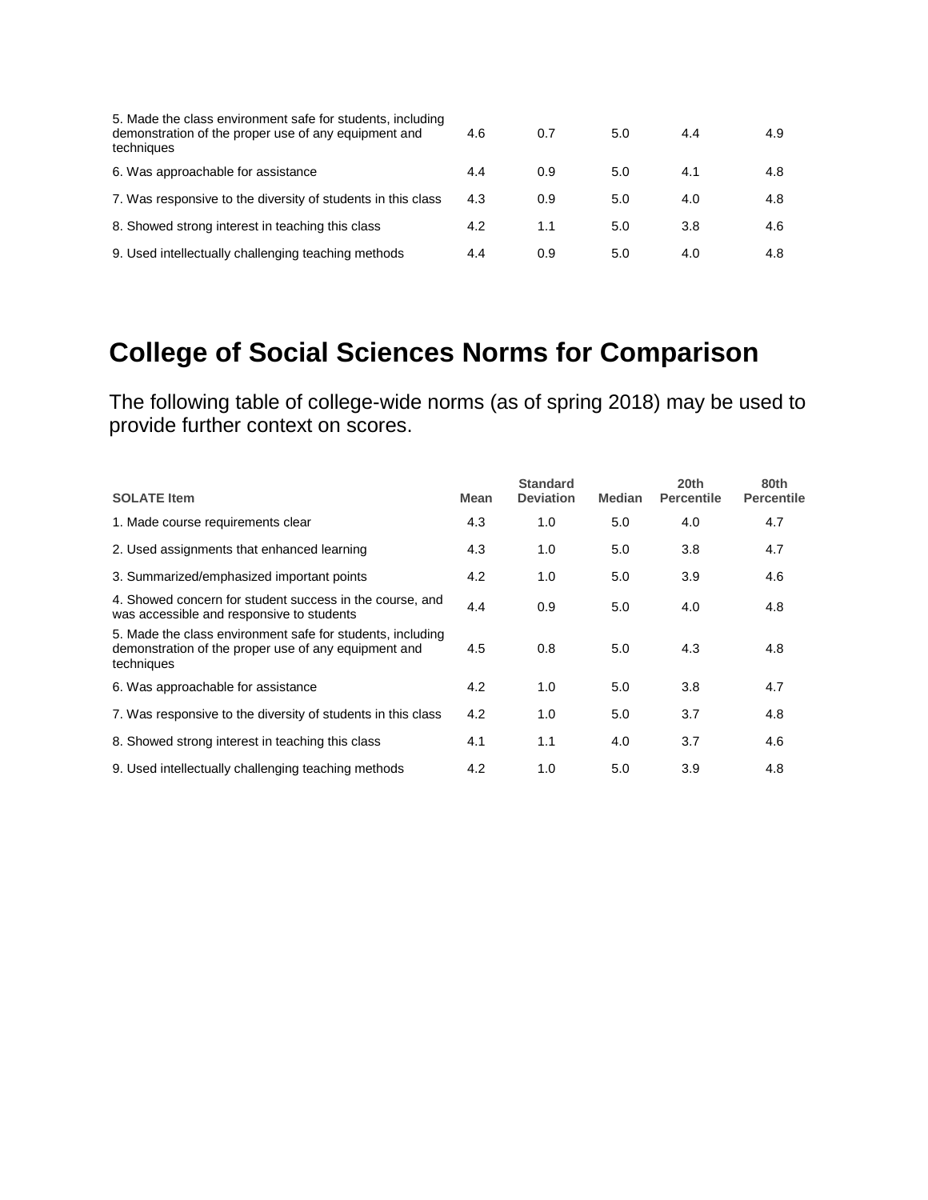| | | | | | |
|---|---|---|---|---|---|
| 5. Made the class environment safe for students, including demonstration of the proper use of any equipment and techniques | 4.6 | 0.7 | 5.0 | 4.4 | 4.9 |
| 6. Was approachable for assistance | 4.4 | 0.9 | 5.0 | 4.1 | 4.8 |
| 7. Was responsive to the diversity of students in this class | 4.3 | 0.9 | 5.0 | 4.0 | 4.8 |
| 8. Showed strong interest in teaching this class | 4.2 | 1.1 | 5.0 | 3.8 | 4.6 |
| 9. Used intellectually challenging teaching methods | 4.4 | 0.9 | 5.0 | 4.0 | 4.8 |

# College of Social Sciences Norms for Comparison

The following table of college-wide norms (as of spring 2018) may be used to provide further context on scores.

| SOLATE Item | Mean | Standard Deviation | Median | 20th Percentile | 80th Percentile |
|---|---|---|---|---|---|
| 1. Made course requirements clear | 4.3 | 1.0 | 5.0 | 4.0 | 4.7 |
| 2. Used assignments that enhanced learning | 4.3 | 1.0 | 5.0 | 3.8 | 4.7 |
| 3. Summarized/emphasized important points | 4.2 | 1.0 | 5.0 | 3.9 | 4.6 |
| 4. Showed concern for student success in the course, and was accessible and responsive to students | 4.4 | 0.9 | 5.0 | 4.0 | 4.8 |
| 5. Made the class environment safe for students, including demonstration of the proper use of any equipment and techniques | 4.5 | 0.8 | 5.0 | 4.3 | 4.8 |
| 6. Was approachable for assistance | 4.2 | 1.0 | 5.0 | 3.8 | 4.7 |
| 7. Was responsive to the diversity of students in this class | 4.2 | 1.0 | 5.0 | 3.7 | 4.8 |
| 8. Showed strong interest in teaching this class | 4.1 | 1.1 | 4.0 | 3.7 | 4.6 |
| 9. Used intellectually challenging teaching methods | 4.2 | 1.0 | 5.0 | 3.9 | 4.8 |